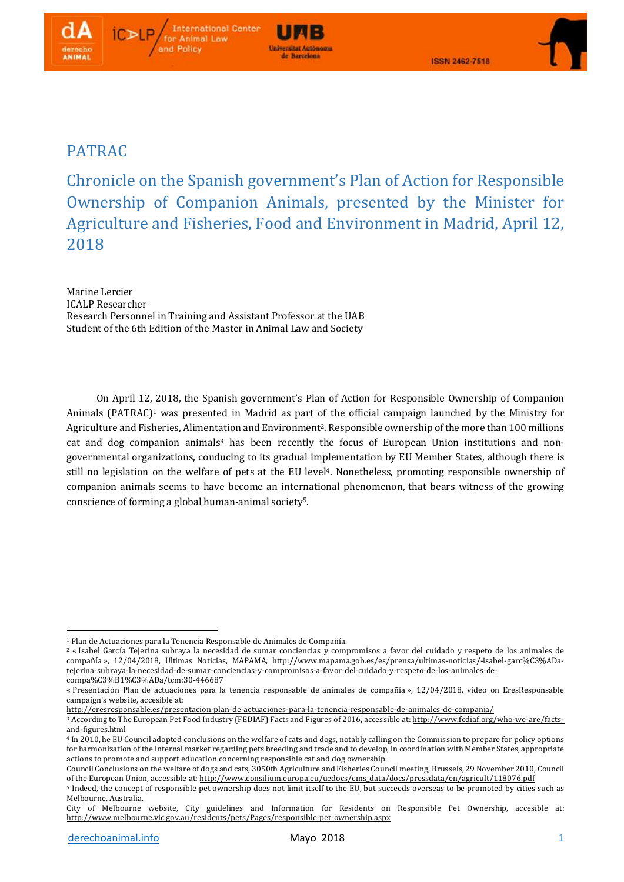# PATRAC

## Chronicle on the Spanish government's Plan of Action for Responsible Ownership of Companion Animals, presented by the Minister for Agriculture and Fisheries, Food and Environment in Madrid, April 12, 2018

Marine Lercier
ICALP Researcher
Research Personnel in Training and Assistant Professor at the UAB
Student of the 6th Edition of the Master in Animal Law and Society

On April 12, 2018, the Spanish government's Plan of Action for Responsible Ownership of Companion Animals (PATRAC)[1] was presented in Madrid as part of the official campaign launched by the Ministry for Agriculture and Fisheries, Alimentation and Environment[2]. Responsible ownership of the more than 100 millions cat and dog companion animals[3] has been recently the focus of European Union institutions and non-governmental organizations, conducing to its gradual implementation by EU Member States, although there is still no legislation on the welfare of pets at the EU level[4]. Nonetheless, promoting responsible ownership of companion animals seems to have become an international phenomenon, that bears witness of the growing conscience of forming a global human-animal society[5].

---

[1] Plan de Actuaciones para la Tenencia Responsable de Animales de Compañía.

[2] « Isabel García Tejerina subraya la necesidad de sumar conciencias y compromisos a favor del cuidado y respeto de los animales de compañía », 12/04/2018, Ultimas Noticias, MAPAMA, http://www.mapama.gob.es/es/prensa/ultimas-noticias/-isabel-garc%C3%ADa-tejerina-subraya-la-necesidad-de-sumar-conciencias-y-compromisos-a-favor-del-cuidado-y-respeto-de-los-animales-de-compa%C3%B1%C3%ADa/tcm:30-446687

« Presentación Plan de actuaciones para la tenencia responsable de animales de compañía », 12/04/2018, video on EresResponsable campaign's website, accesible at: http://eresresponsable.es/presentacion-plan-de-actuaciones-para-la-tenencia-responsable-de-animales-de-compania/

[3] According to The European Pet Food Industry (FEDIAF) Facts and Figures of 2016, accessible at: http://www.fediaf.org/who-we-are/facts-and-figures.html

[4] In 2010, he EU Council adopted conclusions on the welfare of cats and dogs, notably calling on the Commission to prepare for policy options for harmonization of the internal market regarding pets breeding and trade and to develop, in coordination with Member States, appropriate actions to promote and support education concerning responsible cat and dog ownership.

Council Conclusions on the welfare of dogs and cats, 3050th Agriculture and Fisheries Council meeting, Brussels, 29 November 2010, Council of the European Union, accessible at: http://www.consilium.europa.eu/uedocs/cms_data/docs/pressdata/en/agricult/118076.pdf

[5] Indeed, the concept of responsible pet ownership does not limit itself to the EU, but succeeds overseas to be promoted by cities such as Melbourne, Australia.

City of Melbourne website, City guidelines and Information for Residents on Responsible Pet Ownership, accesible at: http://www.melbourne.vic.gov.au/residents/pets/Pages/responsible-pet-ownership.aspx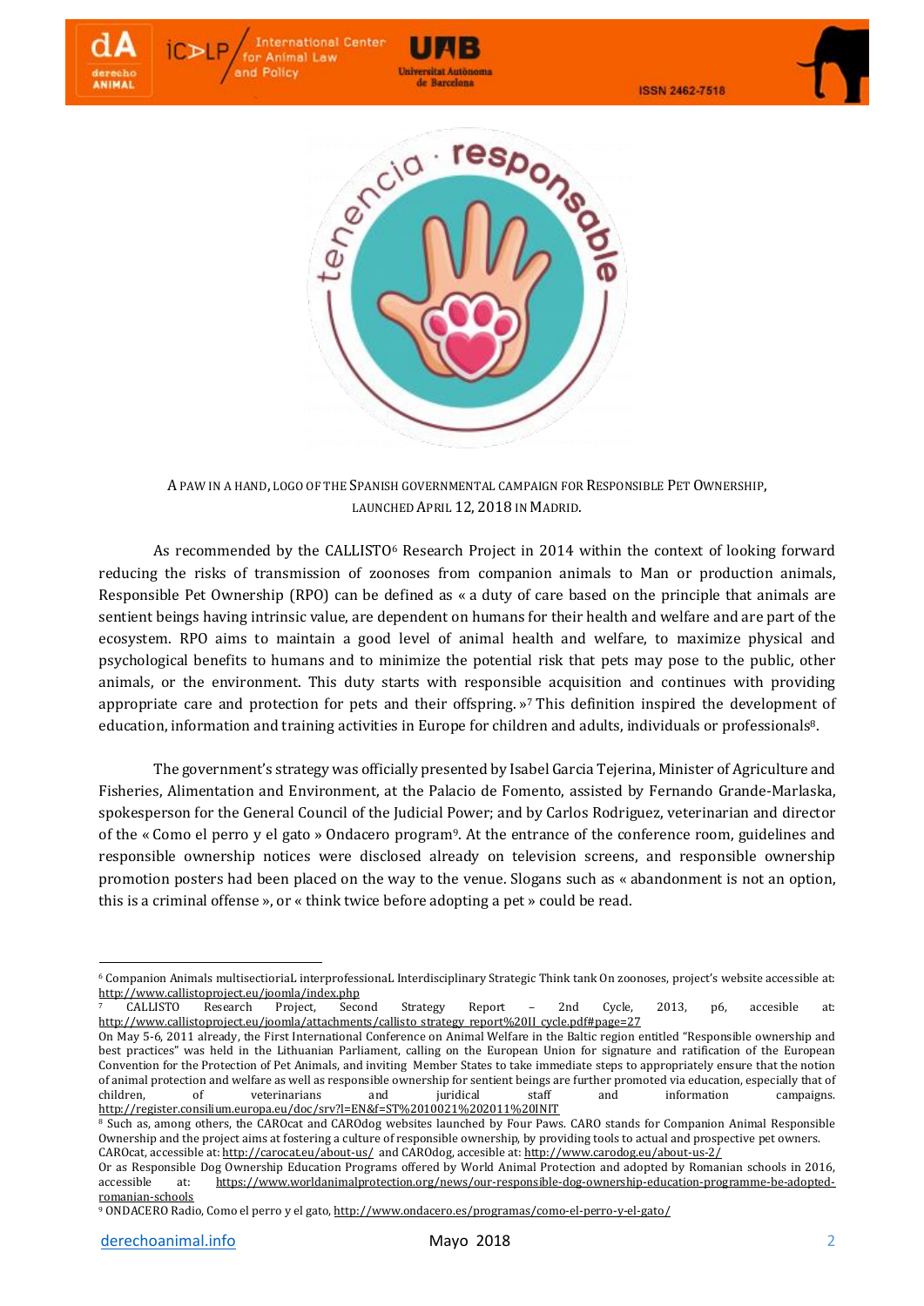A PAW IN A HAND, LOGO OF THE SPANISH GOVERNMENTAL CAMPAIGN FOR RESPONSIBLE PET OWNERSHIP, LAUNCHED APRIL 12, 2018 IN MADRID.

As recommended by the CALLISTO[6] Research Project in 2014 within the context of looking forward reducing the risks of transmission of zoonoses from companion animals to Man or production animals, Responsible Pet Ownership (RPO) can be defined as « a duty of care based on the principle that animals are sentient beings having intrinsic value, are dependent on humans for their health and welfare and are part of the ecosystem. RPO aims to maintain a good level of animal health and welfare, to maximize physical and psychological benefits to humans and to minimize the potential risk that pets may pose to the public, other animals, or the environment. This duty starts with responsible acquisition and continues with providing appropriate care and protection for pets and their offspring. »[7] This definition inspired the development of education, information and training activities in Europe for children and adults, individuals or professionals[8].

The government's strategy was officially presented by Isabel Garcia Tejerina, Minister of Agriculture and Fisheries, Alimentation and Environment, at the Palacio de Fomento, assisted by Fernando Grande-Marlaska, spokesperson for the General Council of the Judicial Power; and by Carlos Rodriguez, veterinarian and director of the « Como el perro y el gato » Ondacero program[9]. At the entrance of the conference room, guidelines and responsible ownership notices were disclosed already on television screens, and responsible ownership promotion posters had been placed on the way to the venue. Slogans such as « abandonment is not an option, this is a criminal offense », or « think twice before adopting a pet » could be read.

---

[6] Companion Animals multisectiorial interprofessional Interdisciplinary Strategic Think tank On zoonoses, project's website accessible at: http://www.callistoproject.eu/joomla/index.php

[7] CALLISTO Research Project, Second Strategy Report – 2nd Cycle, 2013, p6, accesible at: http://www.callistoproject.eu/joomla/attachments/callisto_strategy_report%20II_cycle.pdf#page=27

On May 5-6, 2011 already, the First International Conference on Animal Welfare in the Baltic region entitled "Responsible ownership and best practices" was held in the Lithuanian Parliament, calling on the European Union for signature and ratification of the European Convention for the Protection of Pet Animals, and inviting Member States to take immediate steps to appropriately ensure that the notion of animal protection and welfare as well as responsible ownership for sentient beings are further promoted via education, especially that of children, of veterinarians and juridical staff and information campaigns. http://register.consilium.europa.eu/doc/srv?l=EN&f=ST%2010021%202011%20INIT

[8] Such as, among others, the CAROcat and CAROdog websites launched by Four Paws. CARO stands for Companion Animal Responsible Ownership and the project aims at fostering a culture of responsible ownership, by providing tools to actual and prospective pet owners. CAROcat, accessible at: http://carocat.eu/about-us/ and CAROdog, accesible at: http://www.carodog.eu/about-us-2/

Or as Responsible Dog Ownership Education Programs offered by World Animal Protection and adopted by Romanian schools in 2016, accessible at: https://www.worldanimalprotection.org/news/our-responsible-dog-ownership-education-programme-be-adopted-romanian-schools

[9] ONDACERO Radio, Como el perro y el gato, http://www.ondacero.es/programas/como-el-perro-y-el-gato/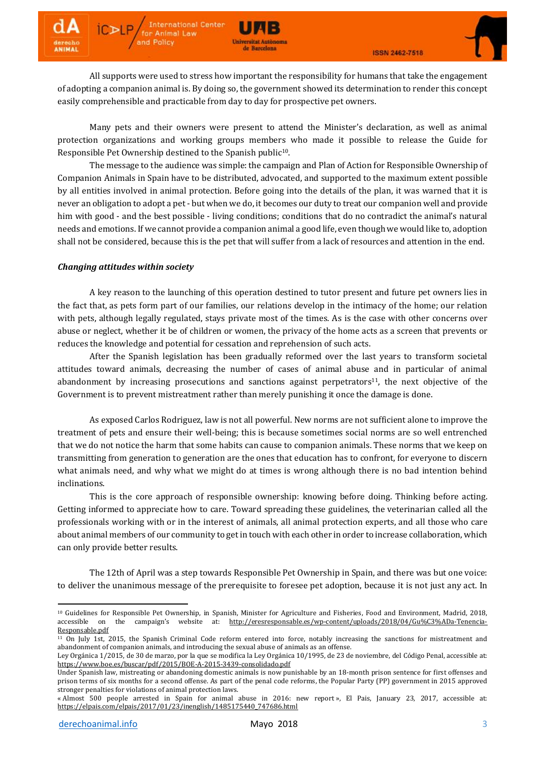All supports were used to stress how important the responsibility for humans that take the engagement of adopting a companion animal is. By doing so, the government showed its determination to render this concept easily comprehensible and practicable from day to day for prospective pet owners.

Many pets and their owners were present to attend the Minister's declaration, as well as animal protection organizations and working groups members who made it possible to release the Guide for Responsible Pet Ownership destined to the Spanish public[10].

The message to the audience was simple: the campaign and Plan of Action for Responsible Ownership of Companion Animals in Spain have to be distributed, advocated, and supported to the maximum extent possible by all entities involved in animal protection. Before going into the details of the plan, it was warned that it is never an obligation to adopt a pet - but when we do, it becomes our duty to treat our companion well and provide him with good - and the best possible - living conditions; conditions that do no contradict the animal's natural needs and emotions. If we cannot provide a companion animal a good life, even though we would like to, adoption shall not be considered, because this is the pet that will suffer from a lack of resources and attention in the end.

***Changing attitudes within society***

A key reason to the launching of this operation destined to tutor present and future pet owners lies in the fact that, as pets form part of our families, our relations develop in the intimacy of the home; our relation with pets, although legally regulated, stays private most of the times. As is the case with other concerns over abuse or neglect, whether it be of children or women, the privacy of the home acts as a screen that prevents or reduces the knowledge and potential for cessation and reprehension of such acts.

After the Spanish legislation has been gradually reformed over the last years to transform societal attitudes toward animals, decreasing the number of cases of animal abuse and in particular of animal abandonment by increasing prosecutions and sanctions against perpetrators[11], the next objective of the Government is to prevent mistreatment rather than merely punishing it once the damage is done.

As exposed Carlos Rodriguez, law is not all powerful. New norms are not sufficient alone to improve the treatment of pets and ensure their well-being; this is because sometimes social norms are so well entrenched that we do not notice the harm that some habits can cause to companion animals. These norms that we keep on transmitting from generation to generation are the ones that education has to confront, for everyone to discern what animals need, and why what we might do at times is wrong although there is no bad intention behind inclinations.

This is the core approach of responsible ownership: knowing before doing. Thinking before acting. Getting informed to appreciate how to care. Toward spreading these guidelines, the veterinarian called all the professionals working with or in the interest of animals, all animal protection experts, and all those who care about animal members of our community to get in touch with each other in order to increase collaboration, which can only provide better results.

The 12th of April was a step towards Responsible Pet Ownership in Spain, and there was but one voice: to deliver the unanimous message of the prerequisite to foresee pet adoption, because it is not just any act. In

---

[10] Guidelines for Responsible Pet Ownership, in Spanish, Minister for Agriculture and Fisheries, Food and Environment, Madrid, 2018, accessible on the campaign's website at: http://eresresponsable.es/wp-content/uploads/2018/04/Gu%C3%ADa-Tenencia-Responsable.pdf

[11] On July 1st, 2015, the Spanish Criminal Code reform entered into force, notably increasing the sanctions for mistreatment and abandonment of companion animals, and introducing the sexual abuse of animals as an offense.
Ley Orgánica 1/2015, de 30 de marzo, por la que se modifica la Ley Orgánica 10/1995, de 23 de noviembre, del Código Penal, accessible at: https://www.boe.es/buscar/pdf/2015/BOE-A-2015-3439-consolidado.pdf
Under Spanish law, mistreating or abandoning domestic animals is now punishable by an 18-month prison sentence for first offenses and prison terms of six months for a second offense. As part of the penal code reforms, the Popular Party (PP) government in 2015 approved stronger penalties for violations of animal protection laws.
« Almost 500 people arrested in Spain for animal abuse in 2016: new report », El Pais, January 23, 2017, accessible at: https://elpais.com/elpais/2017/01/23/inenglish/1485175440_747686.html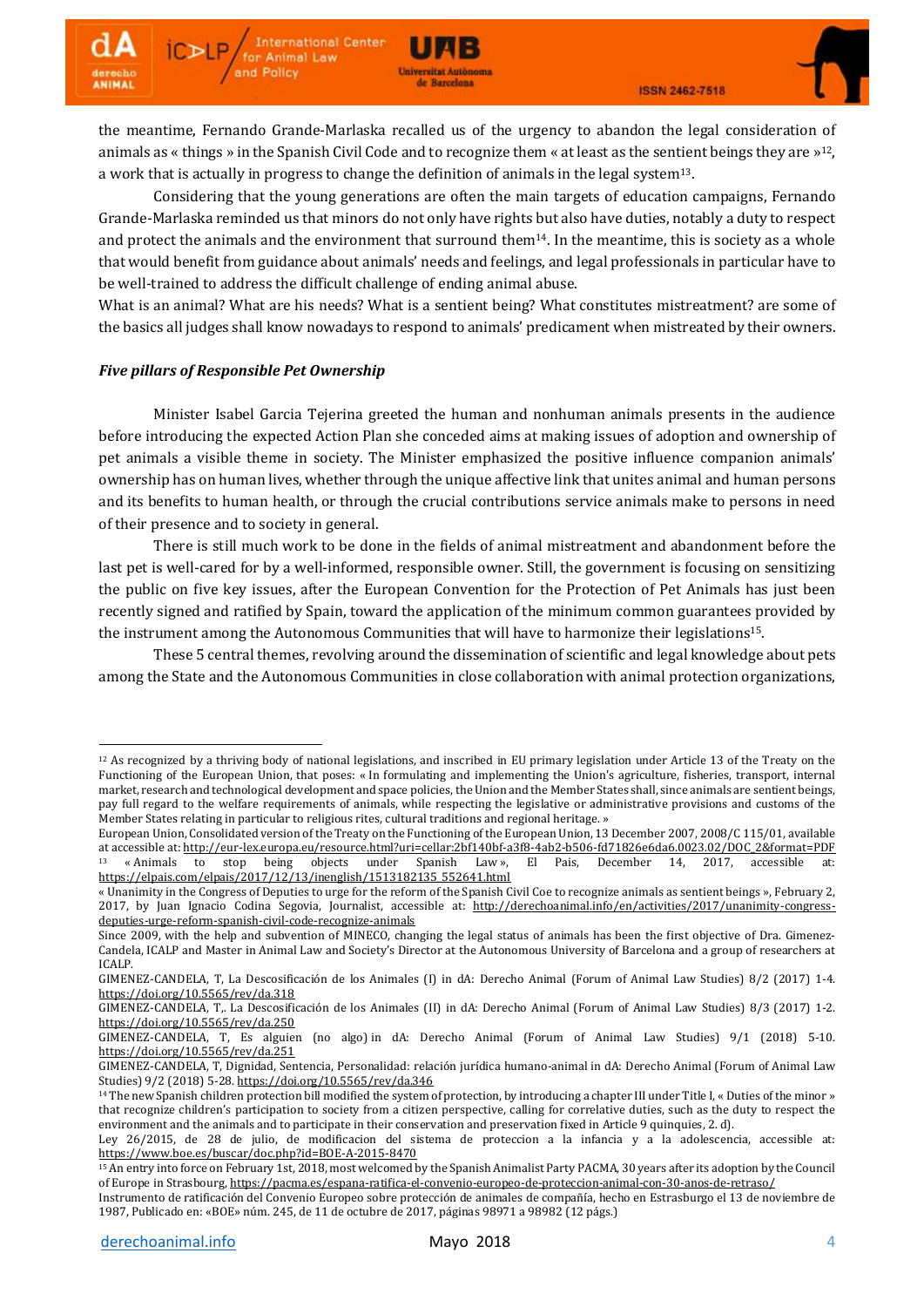the meantime, Fernando Grande-Marlaska recalled us of the urgency to abandon the legal consideration of animals as « things » in the Spanish Civil Code and to recognize them « at least as the sentient beings they are »[12], a work that is actually in progress to change the definition of animals in the legal system[13].

Considering that the young generations are often the main targets of education campaigns, Fernando Grande-Marlaska reminded us that minors do not only have rights but also have duties, notably a duty to respect and protect the animals and the environment that surround them[14]. In the meantime, this is society as a whole that would benefit from guidance about animals' needs and feelings, and legal professionals in particular have to be well-trained to address the difficult challenge of ending animal abuse.

What is an animal? What are his needs? What is a sentient being? What constitutes mistreatment? are some of the basics all judges shall know nowadays to respond to animals' predicament when mistreated by their owners.

***Five pillars of Responsible Pet Ownership***

Minister Isabel Garcia Tejerina greeted the human and nonhuman animals presents in the audience before introducing the expected Action Plan she conceded aims at making issues of adoption and ownership of pet animals a visible theme in society. The Minister emphasized the positive influence companion animals' ownership has on human lives, whether through the unique affective link that unites animal and human persons and its benefits to human health, or through the crucial contributions service animals make to persons in need of their presence and to society in general.

There is still much work to be done in the fields of animal mistreatment and abandonment before the last pet is well-cared for by a well-informed, responsible owner. Still, the government is focusing on sensitizing the public on five key issues, after the European Convention for the Protection of Pet Animals has just been recently signed and ratified by Spain, toward the application of the minimum common guarantees provided by the instrument among the Autonomous Communities that will have to harmonize their legislations[15].

These 5 central themes, revolving around the dissemination of scientific and legal knowledge about pets among the State and the Autonomous Communities in close collaboration with animal protection organizations,

---

[12] As recognized by a thriving body of national legislations, and inscribed in EU primary legislation under Article 13 of the Treaty on the Functioning of the European Union, that poses: « In formulating and implementing the Union's agriculture, fisheries, transport, internal market, research and technological development and space policies, the Union and the Member States shall, since animals are sentient beings, pay full regard to the welfare requirements of animals, while respecting the legislative or administrative provisions and customs of the Member States relating in particular to religious rites, cultural traditions and regional heritage. »

European Union, Consolidated version of the Treaty on the Functioning of the European Union, 13 December 2007, 2008/C 115/01, available at accessible at: http://eur-lex.europa.eu/resource.html?uri=cellar:2bf140bf-a3f8-4ab2-b506-fd71826e6da6.0023.02/DOC_2&format=PDF

[13] « Animals to stop being objects under Spanish Law », El Pais, December 14, 2017, accessible at: https://elpais.com/elpais/2017/12/13/inenglish/1513182135_552641.html

« Unanimity in the Congress of Deputies to urge for the reform of the Spanish Civil Coe to recognize animals as sentient beings », February 2, 2017, by Juan Ignacio Codina Segovia, Journalist, accessible at: http://derechoanimal.info/en/activities/2017/unanimity-congress-deputies-urge-reform-spanish-civil-code-recognize-animals

Since 2009, with the help and subvention of MINECO, changing the legal status of animals has been the first objective of Dra. Gimenez-Candela, ICALP and Master in Animal Law and Society's Director at the Autonomous University of Barcelona and a group of researchers at ICALP.

GIMENEZ-CANDELA, T, La Descosificación de los Animales (I) in dA: Derecho Animal (Forum of Animal Law Studies) 8/2 (2017) 1-4. https://doi.org/10.5565/rev/da.318

GIMENEZ-CANDELA, T,. La Descosificación de los Animales (II) in dA: Derecho Animal (Forum of Animal Law Studies) 8/3 (2017) 1-2. https://doi.org/10.5565/rev/da.250

GIMENEZ-CANDELA, T, Es alguien (no algo) in dA: Derecho Animal (Forum of Animal Law Studies) 9/1 (2018) 5-10. https://doi.org/10.5565/rev/da.251

GIMENEZ-CANDELA, T, Dignidad, Sentencia, Personalidad: relación jurídica humano-animal in dA: Derecho Animal (Forum of Animal Law Studies) 9/2 (2018) 5-28. https://doi.org/10.5565/rev/da.346

[14] The new Spanish children protection bill modified the system of protection, by introducing a chapter III under Title I, « Duties of the minor » that recognize children's participation to society from a citizen perspective, calling for correlative duties, such as the duty to respect the environment and the animals and to participate in their conservation and preservation fixed in Article 9 quinquies, 2. d).

Ley 26/2015, de 28 de julio, de modificacion del sistema de proteccion a la infancia y a la adolescencia, accessible at: https://www.boe.es/buscar/doc.php?id=BOE-A-2015-8470

[15] An entry into force on February 1st, 2018, most welcomed by the Spanish Animalist Party PACMA, 30 years after its adoption by the Council of Europe in Strasbourg, https://pacma.es/espana-ratifica-el-convenio-europeo-de-proteccion-animal-con-30-anos-de-retraso/

Instrumento de ratificación del Convenio Europeo sobre protección de animales de compañía, hecho en Estrasburgo el 13 de noviembre de 1987, Publicado en: «BOE» núm. 245, de 11 de octubre de 2017, páginas 98971 a 98982 (12 págs.)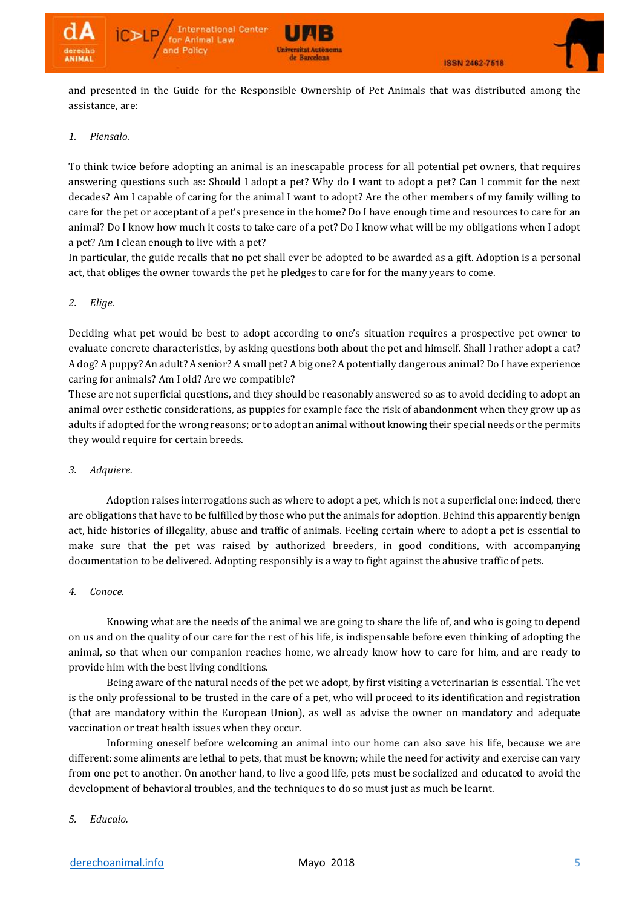and presented in the Guide for the Responsible Ownership of Pet Animals that was distributed among the assistance, are:

1. *Piensalo.*

To think twice before adopting an animal is an inescapable process for all potential pet owners, that requires answering questions such as: Should I adopt a pet? Why do I want to adopt a pet? Can I commit for the next decades? Am I capable of caring for the animal I want to adopt? Are the other members of my family willing to care for the pet or acceptant of a pet's presence in the home? Do I have enough time and resources to care for an animal? Do I know how much it costs to take care of a pet? Do I know what will be my obligations when I adopt a pet? Am I clean enough to live with a pet?

In particular, the guide recalls that no pet shall ever be adopted to be awarded as a gift. Adoption is a personal act, that obliges the owner towards the pet he pledges to care for for the many years to come.

2. *Elige.*

Deciding what pet would be best to adopt according to one's situation requires a prospective pet owner to evaluate concrete characteristics, by asking questions both about the pet and himself. Shall I rather adopt a cat? A dog? A puppy? An adult? A senior? A small pet? A big one? A potentially dangerous animal? Do I have experience caring for animals? Am I old? Are we compatible?

These are not superficial questions, and they should be reasonably answered so as to avoid deciding to adopt an animal over esthetic considerations, as puppies for example face the risk of abandonment when they grow up as adults if adopted for the wrong reasons; or to adopt an animal without knowing their special needs or the permits they would require for certain breeds.

3. *Adquiere.*

Adoption raises interrogations such as where to adopt a pet, which is not a superficial one: indeed, there are obligations that have to be fulfilled by those who put the animals for adoption. Behind this apparently benign act, hide histories of illegality, abuse and traffic of animals. Feeling certain where to adopt a pet is essential to make sure that the pet was raised by authorized breeders, in good conditions, with accompanying documentation to be delivered. Adopting responsibly is a way to fight against the abusive traffic of pets.

4. *Conoce.*

Knowing what are the needs of the animal we are going to share the life of, and who is going to depend on us and on the quality of our care for the rest of his life, is indispensable before even thinking of adopting the animal, so that when our companion reaches home, we already know how to care for him, and are ready to provide him with the best living conditions.

Being aware of the natural needs of the pet we adopt, by first visiting a veterinarian is essential. The vet is the only professional to be trusted in the care of a pet, who will proceed to its identification and registration (that are mandatory within the European Union), as well as advise the owner on mandatory and adequate vaccination or treat health issues when they occur.

Informing oneself before welcoming an animal into our home can also save his life, because we are different: some aliments are lethal to pets, that must be known; while the need for activity and exercise can vary from one pet to another. On another hand, to live a good life, pets must be socialized and educated to avoid the development of behavioral troubles, and the techniques to do so must just as much be learnt.

5. *Educalo.*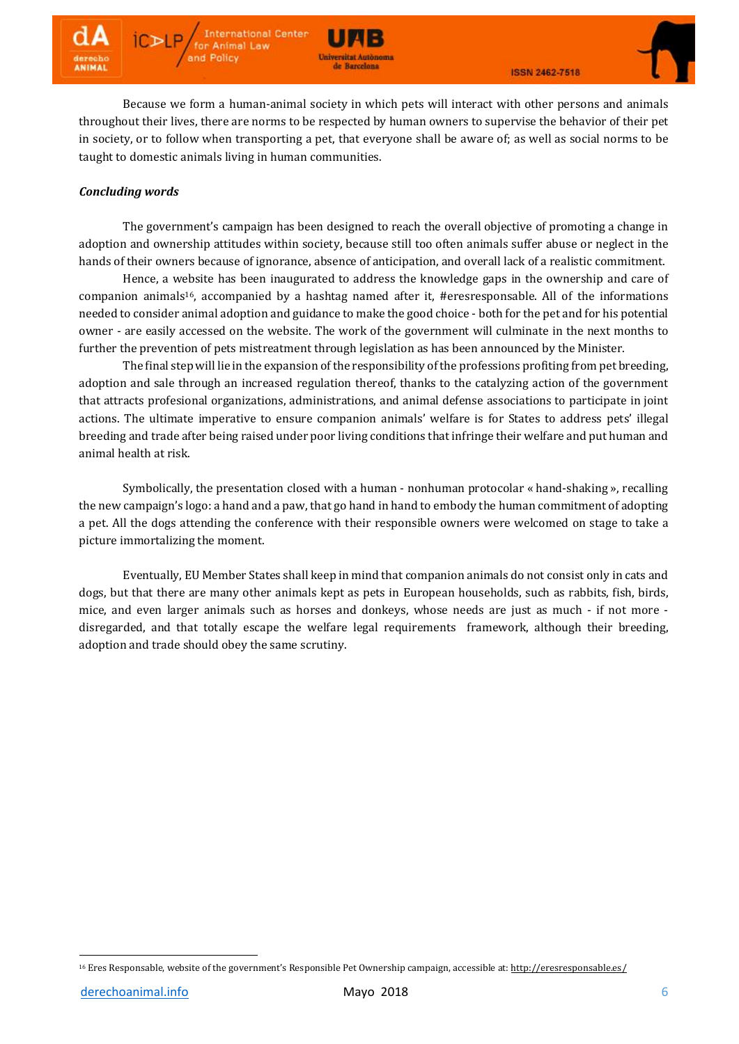Because we form a human-animal society in which pets will interact with other persons and animals throughout their lives, there are norms to be respected by human owners to supervise the behavior of their pet in society, or to follow when transporting a pet, that everyone shall be aware of; as well as social norms to be taught to domestic animals living in human communities.

***Concluding words***

The government's campaign has been designed to reach the overall objective of promoting a change in adoption and ownership attitudes within society, because still too often animals suffer abuse or neglect in the hands of their owners because of ignorance, absence of anticipation, and overall lack of a realistic commitment.

Hence, a website has been inaugurated to address the knowledge gaps in the ownership and care of companion animals[16], accompanied by a hashtag named after it, #eresresponsable. All of the informations needed to consider animal adoption and guidance to make the good choice - both for the pet and for his potential owner - are easily accessed on the website. The work of the government will culminate in the next months to further the prevention of pets mistreatment through legislation as has been announced by the Minister.

The final step will lie in the expansion of the responsibility of the professions profiting from pet breeding, adoption and sale through an increased regulation thereof, thanks to the catalyzing action of the government that attracts profesional organizations, administrations, and animal defense associations to participate in joint actions. The ultimate imperative to ensure companion animals' welfare is for States to address pets' illegal breeding and trade after being raised under poor living conditions that infringe their welfare and put human and animal health at risk.

Symbolically, the presentation closed with a human - nonhuman protocolar « hand-shaking », recalling the new campaign's logo: a hand and a paw, that go hand in hand to embody the human commitment of adopting a pet. All the dogs attending the conference with their responsible owners were welcomed on stage to take a picture immortalizing the moment.

Eventually, EU Member States shall keep in mind that companion animals do not consist only in cats and dogs, but that there are many other animals kept as pets in European households, such as rabbits, fish, birds, mice, and even larger animals such as horses and donkeys, whose needs are just as much - if not more - disregarded, and that totally escape the welfare legal requirements framework, although their breeding, adoption and trade should obey the same scrutiny.

---

[16] Eres Responsable, website of the government's Responsible Pet Ownership campaign, accessible at: http://eresresponsable.es/